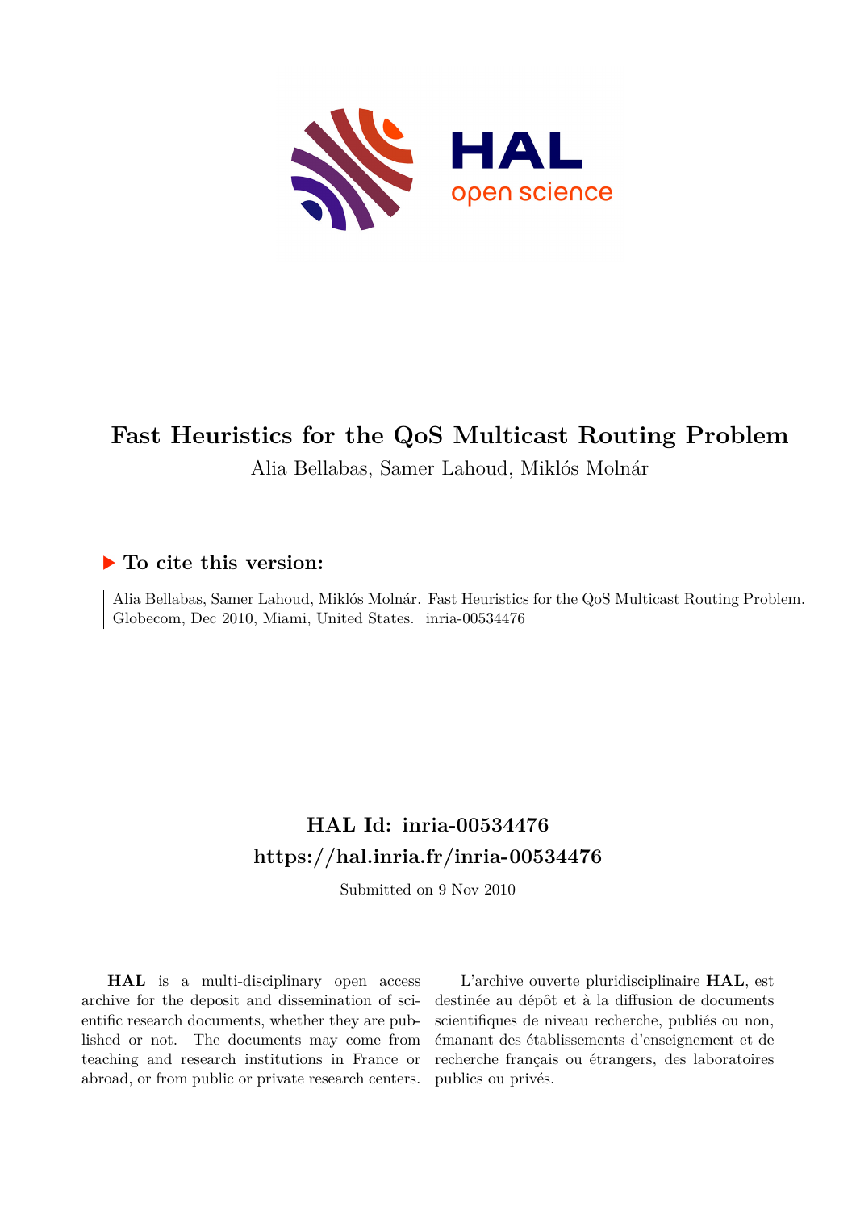# Fast Heuristics for the QoS Multicast Routing Problem

Alia Bellabas, Samer Lahoud, Miklós Molnár

## ▶ To cite this version:

Alia Bellabas, Samer Lahoud, Miklós Molnár. Fast Heuristics for the QoS Multicast Routing Problem. Globecom, Dec 2010, Miami, United States. inria-00534476

## HAL Id: inria-00534476

## https://hal.inria.fr/inria-00534476

Submitted on 9 Nov 2010

**HAL** is a multi-disciplinary open access archive for the deposit and dissemination of scientific research documents, whether they are published or not. The documents may come from teaching and research institutions in France or abroad, or from public or private research centers.

L'archive ouverte pluridisciplinaire **HAL**, est destinée au dépôt et à la diffusion de documents scientifiques de niveau recherche, publiés ou non, émanant des établissements d'enseignement et de recherche français ou étrangers, des laboratoires publics ou privés.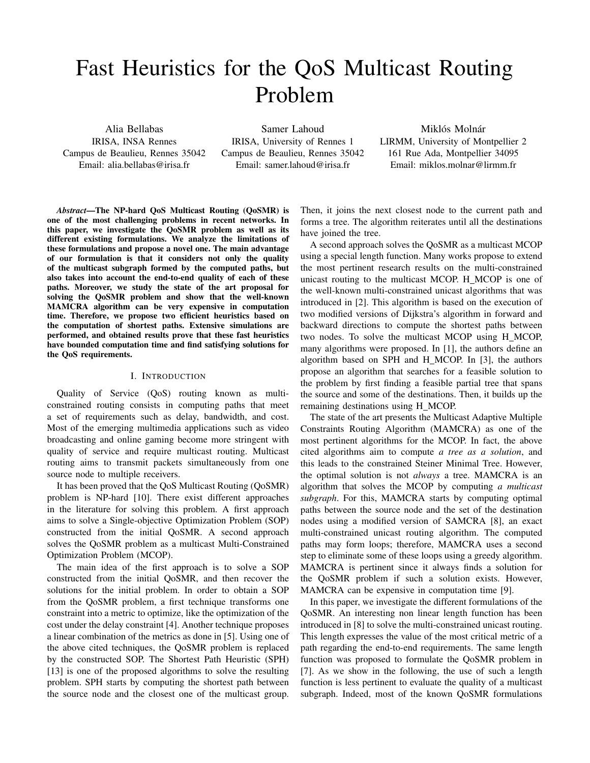# Fast Heuristics for the QoS Multicast Routing Problem

Alia Bellabas
IRISA, INSA Rennes
Campus de Beaulieu, Rennes 35042
Email: alia.bellabas@irisa.fr

Samer Lahoud
IRISA, University of Rennes 1
Campus de Beaulieu, Rennes 35042
Email: samer.lahoud@irisa.fr

Miklós Molnár
LIRMM, University of Montpellier 2
161 Rue Ada, Montpellier 34095
Email: miklos.molnar@lirmm.fr

***Abstract*—The NP-hard QoS Multicast Routing (QoSMR) is one of the most challenging problems in recent networks. In this paper, we investigate the QoSMR problem as well as its different existing formulations. We analyze the limitations of these formulations and propose a novel one. The main advantage of our formulation is that it considers not only the quality of the multicast subgraph formed by the computed paths, but also takes into account the end-to-end quality of each of these paths. Moreover, we study the state of the art proposal for solving the QoSMR problem and show that the well-known MAMCRA algorithm can be very expensive in computation time. Therefore, we propose two efficient heuristics based on the computation of shortest paths. Extensive simulations are performed, and obtained results prove that these fast heuristics have bounded computation time and find satisfying solutions for the QoS requirements.**

## I. Introduction

Quality of Service (QoS) routing known as multi-constrained routing consists in computing paths that meet a set of requirements such as delay, bandwidth, and cost. Most of the emerging multimedia applications such as video broadcasting and online gaming become more stringent with quality of service and require multicast routing. Multicast routing aims to transmit packets simultaneously from one source node to multiple receivers.

It has been proved that the QoS Multicast Routing (QoSMR) problem is NP-hard [10]. There exist different approaches in the literature for solving this problem. A first approach aims to solve a Single-objective Optimization Problem (SOP) constructed from the initial QoSMR. A second approach solves the QoSMR problem as a multicast Multi-Constrained Optimization Problem (MCOP).

The main idea of the first approach is to solve a SOP constructed from the initial QoSMR, and then recover the solutions for the initial problem. In order to obtain a SOP from the QoSMR problem, a first technique transforms one constraint into a metric to optimize, like the optimization of the cost under the delay constraint [4]. Another technique proposes a linear combination of the metrics as done in [5]. Using one of the above cited techniques, the QoSMR problem is replaced by the constructed SOP. The Shortest Path Heuristic (SPH) [13] is one of the proposed algorithms to solve the resulting problem. SPH starts by computing the shortest path between the source node and the closest one of the multicast group. Then, it joins the next closest node to the current path and forms a tree. The algorithm reiterates until all the destinations have joined the tree.

A second approach solves the QoSMR as a multicast MCOP using a special length function. Many works propose to extend the most pertinent research results on the multi-constrained unicast routing to the multicast MCOP. H_MCOP is one of the well-known multi-constrained unicast algorithms that was introduced in [2]. This algorithm is based on the execution of two modified versions of Dijkstra's algorithm in forward and backward directions to compute the shortest paths between two nodes. To solve the multicast MCOP using H_MCOP, many algorithms were proposed. In [1], the authors define an algorithm based on SPH and H_MCOP. In [3], the authors propose an algorithm that searches for a feasible solution to the problem by first finding a feasible partial tree that spans the source and some of the destinations. Then, it builds up the remaining destinations using H_MCOP.

The state of the art presents the Multicast Adaptive Multiple Constraints Routing Algorithm (MAMCRA) as one of the most pertinent algorithms for the MCOP. In fact, the above cited algorithms aim to compute *a tree as a solution*, and this leads to the constrained Steiner Minimal Tree. However, the optimal solution is not *always* a tree. MAMCRA is an algorithm that solves the MCOP by computing *a multicast subgraph*. For this, MAMCRA starts by computing optimal paths between the source node and the set of the destination nodes using a modified version of SAMCRA [8], an exact multi-constrained unicast routing algorithm. The computed paths may form loops; therefore, MAMCRA uses a second step to eliminate some of these loops using a greedy algorithm. MAMCRA is pertinent since it always finds a solution for the QoSMR problem if such a solution exists. However, MAMCRA can be expensive in computation time [9].

In this paper, we investigate the different formulations of the QoSMR. An interesting non linear length function has been introduced in [8] to solve the multi-constrained unicast routing. This length expresses the value of the most critical metric of a path regarding the end-to-end requirements. The same length function was proposed to formulate the QoSMR problem in [7]. As we show in the following, the use of such a length function is less pertinent to evaluate the quality of a multicast subgraph. Indeed, most of the known QoSMR formulations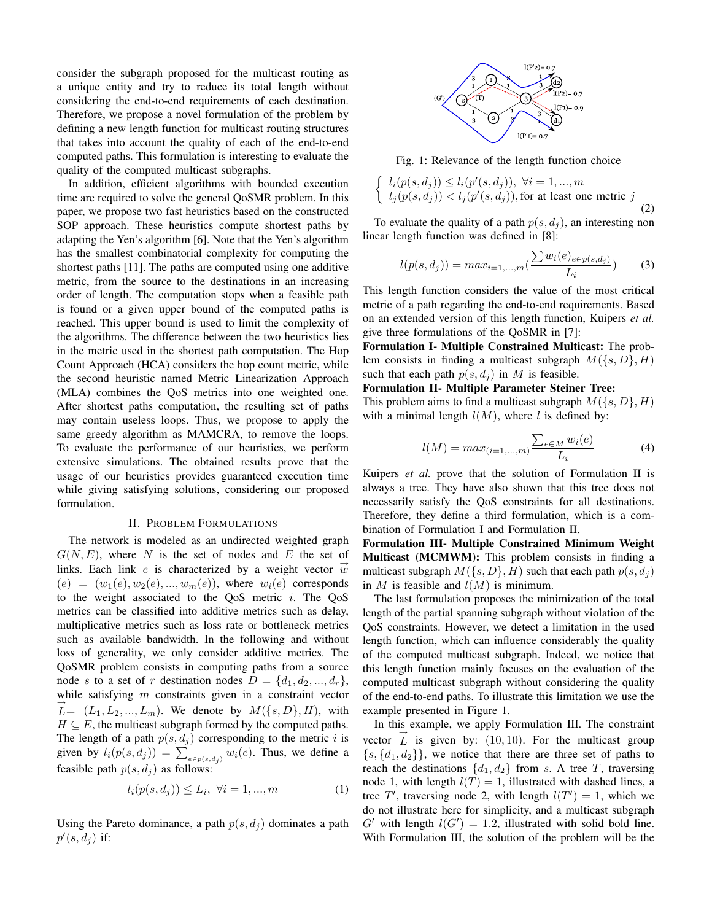consider the subgraph proposed for the multicast routing as a unique entity and try to reduce its total length without considering the end-to-end requirements of each destination. Therefore, we propose a novel formulation of the problem by defining a new length function for multicast routing structures that takes into account the quality of each of the end-to-end computed paths. This formulation is interesting to evaluate the quality of the computed multicast subgraphs.

In addition, efficient algorithms with bounded execution time are required to solve the general QoSMR problem. In this paper, we propose two fast heuristics based on the constructed SOP approach. These heuristics compute shortest paths by adapting the Yen's algorithm [6]. Note that the Yen's algorithm has the smallest combinatorial complexity for computing the shortest paths [11]. The paths are computed using one additive metric, from the source to the destinations in an increasing order of length. The computation stops when a feasible path is found or a given upper bound of the computed paths is reached. This upper bound is used to limit the complexity of the algorithms. The difference between the two heuristics lies in the metric used in the shortest path computation. The Hop Count Approach (HCA) considers the hop count metric, while the second heuristic named Metric Linearization Approach (MLA) combines the QoS metrics into one weighted one. After shortest paths computation, the resulting set of paths may contain useless loops. Thus, we propose to apply the same greedy algorithm as MAMCRA, to remove the loops. To evaluate the performance of our heuristics, we perform extensive simulations. The obtained results prove that the usage of our heuristics provides guaranteed execution time while giving satisfying solutions, considering our proposed formulation.

## II. Problem Formulations

The network is modeled as an undirected weighted graph $G(N, E)$, where $N$ is the set of nodes and $E$ the set of links. Each link $e$ is characterized by a weight vector $\vec{w}(e) = (w_1(e), w_2(e), ..., w_m(e))$, where $w_i(e)$ corresponds to the weight associated to the QoS metric $i$. The QoS metrics can be classified into additive metrics such as delay, multiplicative metrics such as loss rate or bottleneck metrics such as available bandwidth. In the following and without loss of generality, we only consider additive metrics. The QoSMR problem consists in computing paths from a source node $s$ to a set of $r$ destination nodes $D = \{d_1, d_2, ..., d_r\}$, while satisfying $m$ constraints given in a constraint vector $\vec{L} = (L_1, L_2, ..., L_m)$. We denote by $M(\{s, D\}, H)$, with $H \subseteq E$, the multicast subgraph formed by the computed paths. The length of a path $p(s, d_j)$ corresponding to the metric $i$ is given by $l_i(p(s, d_j)) = \sum_{e \in p(s,d_j)} w_i(e)$. Thus, we define a feasible path $p(s, d_j)$ as follows:

$$l_i(p(s, d_j)) \leq L_i, \ \forall i = 1, ..., m \tag{1}$$

Using the Pareto dominance, a path $p(s, d_j)$ dominates a path $p'(s, d_j)$ if:

s
1
2
3
d1
d2
(G')
(T)
l(P'2)= 0.7
l(P2)= 0.7
l(P1)= 0.9
l(P'1)= 0.7

Fig. 1: Relevance of the length function choice

$$\begin{cases} l_i(p(s, d_j)) \leq l_i(p'(s, d_j)), \ \forall i = 1, ..., m \\ l_j(p(s, d_j)) < l_j(p'(s, d_j)), \text{for at least one metric } j \end{cases} \tag{2}$$

To evaluate the quality of a path $p(s, d_j)$, an interesting non linear length function was defined in [8]:

$$l(p(s, d_j)) = max_{i=1,...,m}\left(\frac{\sum w_i(e)_{e \in p(s,d_j)}}{L_i}\right) \tag{3}$$

This length function considers the value of the most critical metric of a path regarding the end-to-end requirements. Based on an extended version of this length function, Kuipers *et al.* give three formulations of the QoSMR in [7]:

**Formulation I- Multiple Constrained Multicast:** The problem consists in finding a multicast subgraph $M(\{s, D\}, H)$ such that each path $p(s, d_j)$ in $M$ is feasible.

**Formulation II- Multiple Parameter Steiner Tree:** This problem aims to find a multicast subgraph $M(\{s, D\}, H)$ with a minimal length $l(M)$, where $l$ is defined by:

$$l(M) = max_{(i=1,...,m)} \frac{\sum_{e \in M} w_i(e)}{L_i} \tag{4}$$

Kuipers *et al.* prove that the solution of Formulation II is always a tree. They have also shown that this tree does not necessarily satisfy the QoS constraints for all destinations. Therefore, they define a third formulation, which is a combination of Formulation I and Formulation II.

**Formulation III- Multiple Constrained Minimum Weight Multicast (MCMWM):** This problem consists in finding a multicast subgraph $M(\{s, D\}, H)$ such that each path $p(s, d_j)$ in $M$ is feasible and $l(M)$ is minimum.

The last formulation proposes the minimization of the total length of the partial spanning subgraph without violation of the QoS constraints. However, we detect a limitation in the used length function, which can influence considerably the quality of the computed multicast subgraph. Indeed, we notice that this length function mainly focuses on the evaluation of the computed multicast subgraph without considering the quality of the end-to-end paths. To illustrate this limitation we use the example presented in Figure 1.

In this example, we apply Formulation III. The constraint vector $\vec{L}$ is given by: $(10, 10)$. For the multicast group $\{s, \{d_1, d_2\}\}$, we notice that there are three set of paths to reach the destinations $\{d_1, d_2\}$ from $s$. A tree $T$, traversing node 1, with length $l(T) = 1$, illustrated with dashed lines, a tree $T'$, traversing node 2, with length $l(T') = 1$, which we do not illustrate here for simplicity, and a multicast subgraph $G'$ with length $l(G') = 1.2$, illustrated with solid bold line. With Formulation III, the solution of the problem will be the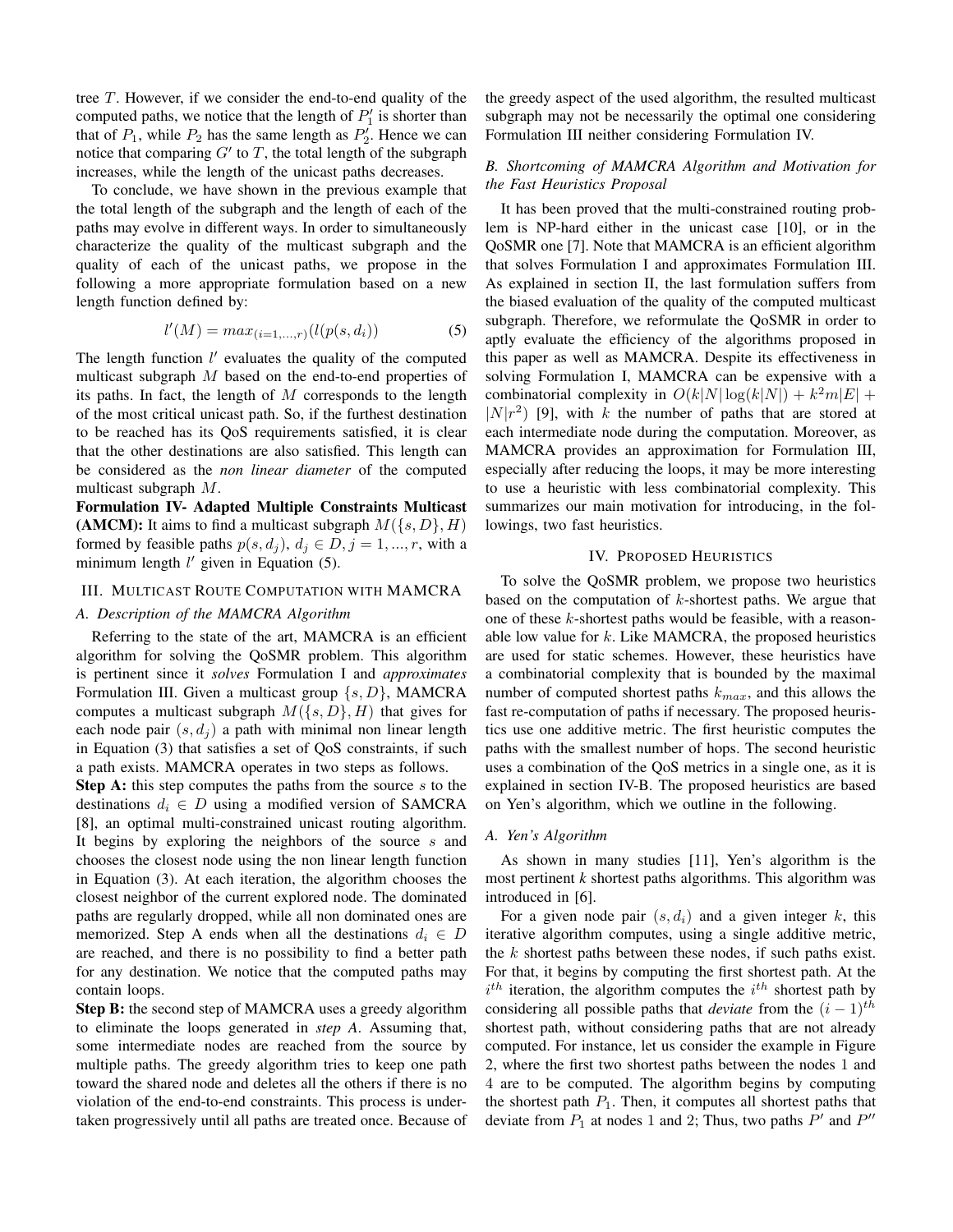tree $T$. However, if we consider the end-to-end quality of the computed paths, we notice that the length of $P_1'$ is shorter than that of $P_1$, while $P_2$ has the same length as $P_2'$. Hence we can notice that comparing $G'$ to $T$, the total length of the subgraph increases, while the length of the unicast paths decreases.

To conclude, we have shown in the previous example that the total length of the subgraph and the length of each of the paths may evolve in different ways. In order to simultaneously characterize the quality of the multicast subgraph and the quality of each of the unicast paths, we propose in the following a more appropriate formulation based on a new length function defined by:

$$l'(M) = max_{(i=1,...,r)}(l(p(s, d_i))) \quad (5)$$

The length function $l'$ evaluates the quality of the computed multicast subgraph $M$ based on the end-to-end properties of its paths. In fact, the length of $M$ corresponds to the length of the most critical unicast path. So, if the furthest destination to be reached has its QoS requirements satisfied, it is clear that the other destinations are also satisfied. This length can be considered as the *non linear diameter* of the computed multicast subgraph $M$.

**Formulation IV- Adapted Multiple Constraints Multicast (AMCM):** It aims to find a multicast subgraph $M(\{s, D\}, H)$ formed by feasible paths $p(s, d_j)$, $d_j \in D, j = 1, ..., r$, with a minimum length $l'$ given in Equation (5).

## III. Multicast Route Computation with MAMCRA

### A. Description of the MAMCRA Algorithm

Referring to the state of the art, MAMCRA is an efficient algorithm for solving the QoSMR problem. This algorithm is pertinent since it *solves* Formulation I and *approximates* Formulation III. Given a multicast group $\{s, D\}$, MAMCRA computes a multicast subgraph $M(\{s, D\}, H)$ that gives for each node pair $(s, d_j)$ a path with minimal non linear length in Equation (3) that satisfies a set of QoS constraints, if such a path exists. MAMCRA operates in two steps as follows.

**Step A:** this step computes the paths from the source $s$ to the destinations $d_i \in D$ using a modified version of SAMCRA [8], an optimal multi-constrained unicast routing algorithm. It begins by exploring the neighbors of the source $s$ and chooses the closest node using the non linear length function in Equation (3). At each iteration, the algorithm chooses the closest neighbor of the current explored node. The dominated paths are regularly dropped, while all non dominated ones are memorized. Step A ends when all the destinations $d_i \in D$ are reached, and there is no possibility to find a better path for any destination. We notice that the computed paths may contain loops.

**Step B:** the second step of MAMCRA uses a greedy algorithm to eliminate the loops generated in *step A*. Assuming that, some intermediate nodes are reached from the source by multiple paths. The greedy algorithm tries to keep one path toward the shared node and deletes all the others if there is no violation of the end-to-end constraints. This process is undertaken progressively until all paths are treated once. Because of the greedy aspect of the used algorithm, the resulted multicast subgraph may not be necessarily the optimal one considering Formulation III neither considering Formulation IV.

### B. Shortcoming of MAMCRA Algorithm and Motivation for the Fast Heuristics Proposal

It has been proved that the multi-constrained routing problem is NP-hard either in the unicast case [10], or in the QoSMR one [7]. Note that MAMCRA is an efficient algorithm that solves Formulation I and approximates Formulation III. As explained in section II, the last formulation suffers from the biased evaluation of the quality of the computed multicast subgraph. Therefore, we reformulate the QoSMR in order to aptly evaluate the efficiency of the algorithms proposed in this paper as well as MAMCRA. Despite its effectiveness in solving Formulation I, MAMCRA can be expensive with a combinatorial complexity in $O(k|N|\log(k|N|) + k^2m|E| + |N|r^2)$ [9], with $k$ the number of paths that are stored at each intermediate node during the computation. Moreover, as MAMCRA provides an approximation for Formulation III, especially after reducing the loops, it may be more interesting to use a heuristic with less combinatorial complexity. This summarizes our main motivation for introducing, in the followings, two fast heuristics.

## IV. Proposed Heuristics

To solve the QoSMR problem, we propose two heuristics based on the computation of $k$-shortest paths. We argue that one of these $k$-shortest paths would be feasible, with a reasonable low value for $k$. Like MAMCRA, the proposed heuristics are used for static schemes. However, these heuristics have a combinatorial complexity that is bounded by the maximal number of computed shortest paths $k_{max}$, and this allows the fast re-computation of paths if necessary. The proposed heuristics use one additive metric. The first heuristic computes the paths with the smallest number of hops. The second heuristic uses a combination of the QoS metrics in a single one, as it is explained in section IV-B. The proposed heuristics are based on Yen's algorithm, which we outline in the following.

### A. Yen's Algorithm

As shown in many studies [11], Yen's algorithm is the most pertinent *k* shortest paths algorithms. This algorithm was introduced in [6].

For a given node pair $(s, d_i)$ and a given integer $k$, this iterative algorithm computes, using a single additive metric, the $k$ shortest paths between these nodes, if such paths exist. For that, it begins by computing the first shortest path. At the $i^{th}$ iteration, the algorithm computes the $i^{th}$ shortest path by considering all possible paths that *deviate* from the $(i-1)^{th}$ shortest path, without considering paths that are not already computed. For instance, let us consider the example in Figure 2, where the first two shortest paths between the nodes 1 and 4 are to be computed. The algorithm begins by computing the shortest path $P_1$. Then, it computes all shortest paths that deviate from $P_1$ at nodes 1 and 2; Thus, two paths $P'$ and $P''$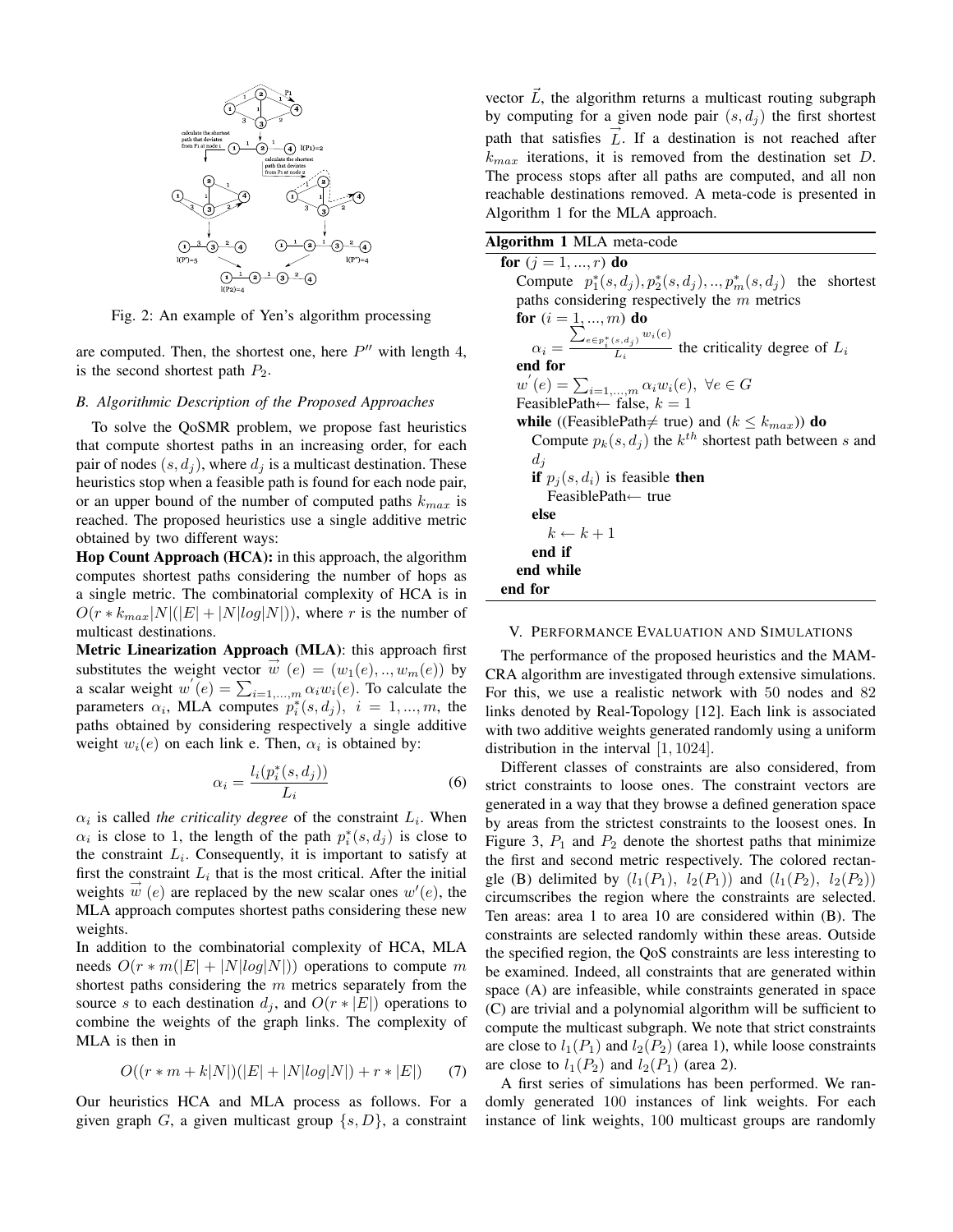Fig. 2: An example of Yen's algorithm processing

are computed. Then, the shortest one, here $P''$ with length 4, is the second shortest path $P_2$.

### B. Algorithmic Description of the Proposed Approaches

To solve the QoSMR problem, we propose fast heuristics that compute shortest paths in an increasing order, for each pair of nodes $(s, d_j)$, where $d_j$ is a multicast destination. These heuristics stop when a feasible path is found for each node pair, or an upper bound of the number of computed paths $k_{max}$ is reached. The proposed heuristics use a single additive metric obtained by two different ways:

**Hop Count Approach (HCA):** in this approach, the algorithm computes shortest paths considering the number of hops as a single metric. The combinatorial complexity of HCA is in $O(r * k_{max}|N|(|E| + |N|log|N|))$, where $r$ is the number of multicast destinations.

**Metric Linearization Approach (MLA)**: this approach first substitutes the weight vector $\overrightarrow{w}(e) = (w_1(e), .., w_m(e))$ by a scalar weight $w^{'}(e) = \sum_{i=1,...,m} \alpha_i w_i(e)$. To calculate the parameters $\alpha_i$, MLA computes $p_i^*(s, d_j),\ i = 1, ..., m$, the paths obtained by considering respectively a single additive weight $w_i(e)$ on each link e. Then, $\alpha_i$ is obtained by:

$$\alpha_i = \frac{l_i(p_i^*(s, d_j))}{L_i} \tag{6}$$

$\alpha_i$ is called *the criticality degree* of the constraint $L_i$. When $\alpha_i$ is close to 1, the length of the path $p_i^*(s, d_j)$ is close to the constraint $L_i$. Consequently, it is important to satisfy at first the constraint $L_i$ that is the most critical. After the initial weights $\overrightarrow{w}(e)$ are replaced by the new scalar ones $w'(e)$, the MLA approach computes shortest paths considering these new weights.

In addition to the combinatorial complexity of HCA, MLA needs $O(r * m(|E| + |N|log|N|))$ operations to compute $m$ shortest paths considering the $m$ metrics separately from the source $s$ to each destination $d_j$, and $O(r * |E|)$ operations to combine the weights of the graph links. The complexity of MLA is then in

$$O((r * m + k|N|)(|E| + |N|log|N|) + r * |E|) \tag{7}$$

Our heuristics HCA and MLA process as follows. For a given graph $G$, a given multicast group $\{s, D\}$, a constraint vector $\vec{L}$, the algorithm returns a multicast routing subgraph by computing for a given node pair $(s, d_j)$ the first shortest path that satisfies $\overrightarrow{L}$. If a destination is not reached after $k_{max}$ iterations, it is removed from the destination set $D$. The process stops after all paths are computed, and all non reachable destinations removed. A meta-code is presented in Algorithm 1 for the MLA approach.

**Algorithm 1** MLA meta-code

```
for (j = 1, ..., r) do
    Compute p*_1(s, d_j), p*_2(s, d_j), .., p*_m(s, d_j) the shortest
    paths considering respectively the m metrics
    for (i = 1, ..., m) do
        α_i = (Σ_{e∈p*_i(s,d_j)} w_i(e)) / L_i  the criticality degree of L_i
    end for
    w'(e) = Σ_{i=1,...,m} α_i w_i(e),  ∀e ∈ G
    FeasiblePath← false, k = 1
    while ((FeasiblePath≠ true) and (k ≤ k_max)) do
        Compute p_k(s, d_j) the k^th shortest path between s and
        d_j
        if p_j(s, d_i) is feasible then
            FeasiblePath← true
        else
            k ← k + 1
        end if
    end while
end for
```

## V. Performance Evaluation and Simulations

The performance of the proposed heuristics and the MAM-CRA algorithm are investigated through extensive simulations. For this, we use a realistic network with 50 nodes and 82 links denoted by Real-Topology [12]. Each link is associated with two additive weights generated randomly using a uniform distribution in the interval $[1, 1024]$.

Different classes of constraints are also considered, from strict constraints to loose ones. The constraint vectors are generated in a way that they browse a defined generation space by areas from the strictest constraints to the loosest ones. In Figure 3, $P_1$ and $P_2$ denote the shortest paths that minimize the first and second metric respectively. The colored rectangle (B) delimited by $(l_1(P_1),\ l_2(P_1))$ and $(l_1(P_2),\ l_2(P_2))$ circumscribes the region where the constraints are selected. Ten areas: area 1 to area 10 are considered within (B). The constraints are selected randomly within these areas. Outside the specified region, the QoS constraints are less interesting to be examined. Indeed, all constraints that are generated within space (A) are infeasible, while constraints generated in space (C) are trivial and a polynomial algorithm will be sufficient to compute the multicast subgraph. We note that strict constraints are close to $l_1(P_1)$ and $l_2(P_2)$ (area 1), while loose constraints are close to $l_1(P_2)$ and $l_2(P_1)$ (area 2).

A first series of simulations has been performed. We randomly generated 100 instances of link weights. For each instance of link weights, 100 multicast groups are randomly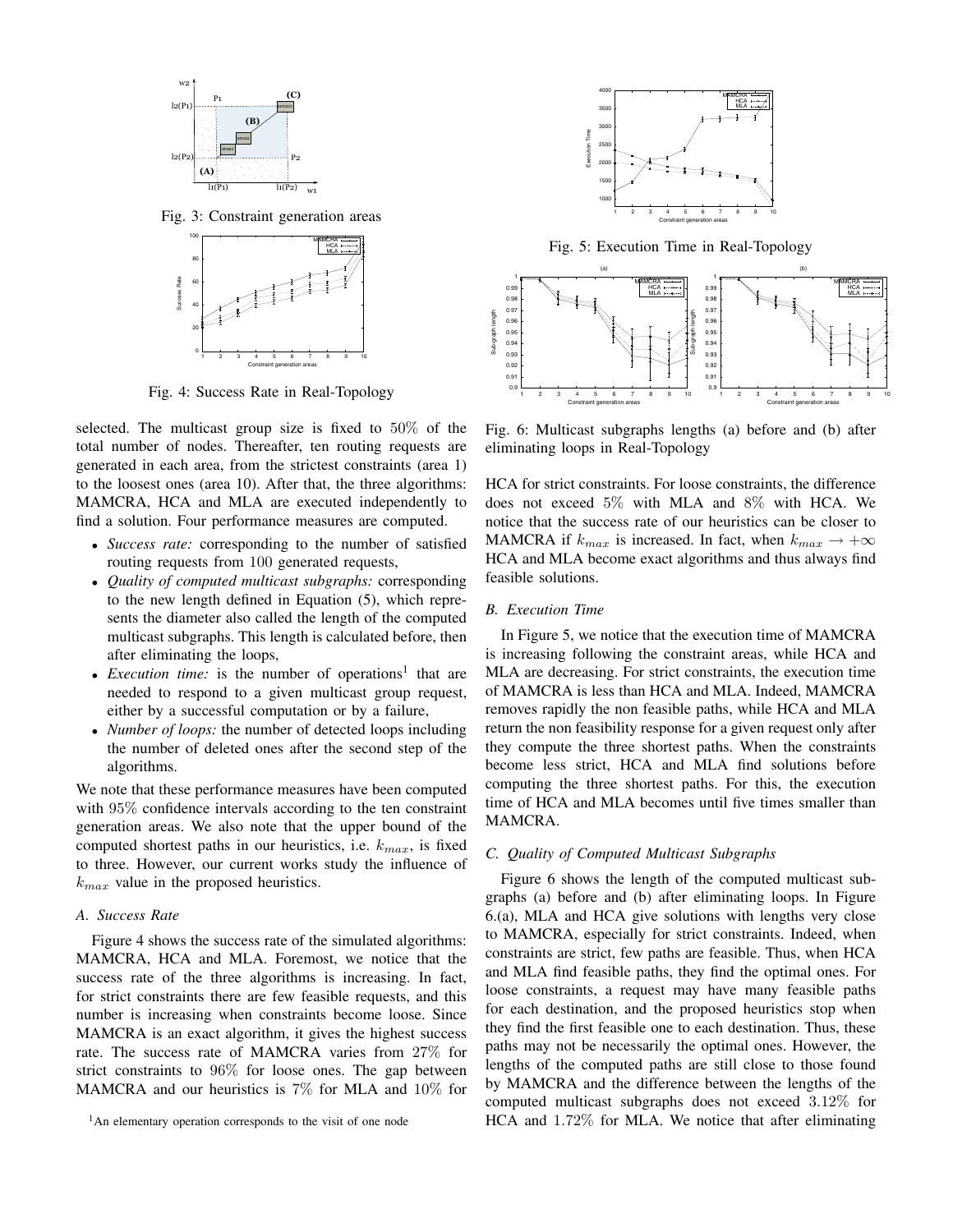Fig. 3: Constraint generation areas

Fig. 4: Success Rate in Real-Topology

selected. The multicast group size is fixed to 50% of the total number of nodes. Thereafter, ten routing requests are generated in each area, from the strictest constraints (area 1) to the loosest ones (area 10). After that, the three algorithms: MAMCRA, HCA and MLA are executed independently to find a solution. Four performance measures are computed.

- *Success rate:* corresponding to the number of satisfied routing requests from 100 generated requests,
- *Quality of computed multicast subgraphs:* corresponding to the new length defined in Equation (5), which represents the diameter also called the length of the computed multicast subgraphs. This length is calculated before, then after eliminating the loops,
- *Execution time:* is the number of operations[1] that are needed to respond to a given multicast group request, either by a successful computation or by a failure,
- *Number of loops:* the number of detected loops including the number of deleted ones after the second step of the algorithms.

We note that these performance measures have been computed with 95% confidence intervals according to the ten constraint generation areas. We also note that the upper bound of the computed shortest paths in our heuristics, i.e. $k_{max}$, is fixed to three. However, our current works study the influence of $k_{max}$ value in the proposed heuristics.

### A. Success Rate

Figure 4 shows the success rate of the simulated algorithms: MAMCRA, HCA and MLA. Foremost, we notice that the success rate of the three algorithms is increasing. In fact, for strict constraints there are few feasible requests, and this number is increasing when constraints become loose. Since MAMCRA is an exact algorithm, it gives the highest success rate. The success rate of MAMCRA varies from 27% for strict constraints to 96% for loose ones. The gap between MAMCRA and our heuristics is 7% for MLA and 10% for HCA for strict constraints. For loose constraints, the difference does not exceed 5% with MLA and 8% with HCA. We notice that the success rate of our heuristics can be closer to MAMCRA if $k_{max}$ is increased. In fact, when $k_{max} \rightarrow +\infty$ HCA and MLA become exact algorithms and thus always find feasible solutions.

[1] An elementary operation corresponds to the visit of one node

Fig. 5: Execution Time in Real-Topology

Fig. 6: Multicast subgraphs lengths (a) before and (b) after eliminating loops in Real-Topology

### B. Execution Time

In Figure 5, we notice that the execution time of MAMCRA is increasing following the constraint areas, while HCA and MLA are decreasing. For strict constraints, the execution time of MAMCRA is less than HCA and MLA. Indeed, MAMCRA removes rapidly the non feasible paths, while HCA and MLA return the non feasibility response for a given request only after they compute the three shortest paths. When the constraints become less strict, HCA and MLA find solutions before computing the three shortest paths. For this, the execution time of HCA and MLA becomes until five times smaller than MAMCRA.

### C. Quality of Computed Multicast Subgraphs

Figure 6 shows the length of the computed multicast subgraphs (a) before and (b) after eliminating loops. In Figure 6.(a), MLA and HCA give solutions with lengths very close to MAMCRA, especially for strict constraints. Indeed, when constraints are strict, few paths are feasible. Thus, when HCA and MLA find feasible paths, they find the optimal ones. For loose constraints, a request may have many feasible paths for each destination, and the proposed heuristics stop when they find the first feasible one to each destination. Thus, these paths may not be necessarily the optimal ones. However, the lengths of the computed paths are still close to those found by MAMCRA and the difference between the lengths of the computed multicast subgraphs does not exceed 3.12% for HCA and 1.72% for MLA. We notice that after eliminating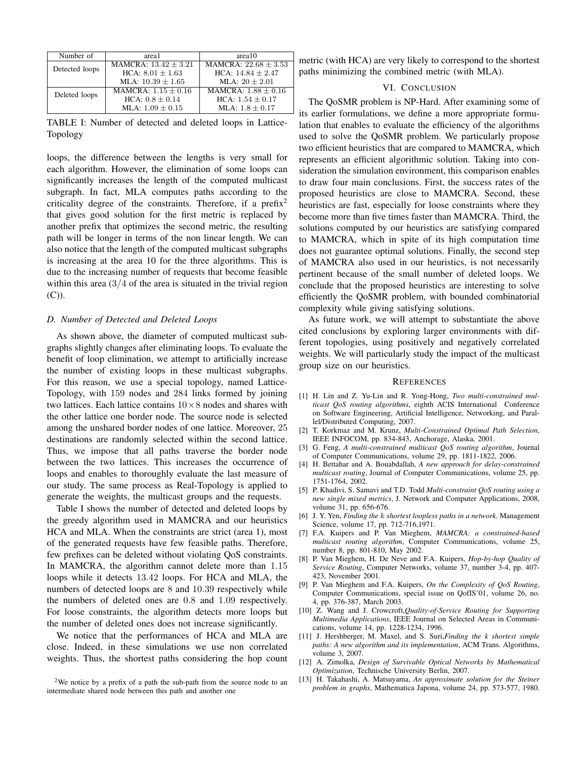| Number of | area1 | area10 |
|---|---|---|
| Detected loops | MAMCRA: $13.42 \pm 3.21$ | MAMCRA: $22.68 \pm 3.53$ |
| | HCA: $8.01 \pm 1.63$ | HCA: $14.84 \pm 2.47$ |
| | MLA: $10.39 \pm 1.65$ | MLA: $20 \pm 2.01$ |
| Deleted loops | MAMCRA: $1.15 \pm 0.16$ | MAMCRA: $1.88 \pm 0.16$ |
| | HCA: $0.8 \pm 0.14$ | HCA: $1.54 \pm 0.17$ |
| | MLA: $1.09 \pm 0.15$ | MLA: $1.8 \pm 0.17$ |

TABLE I: Number of detected and deleted loops in Lattice-Topology

loops, the difference between the lengths is very small for each algorithm. However, the elimination of some loops can significantly increases the length of the computed multicast subgraph. In fact, MLA computes paths according to the criticality degree of the constraints. Therefore, if a prefix[2] that gives good solution for the first metric is replaced by another prefix that optimizes the second metric, the resulting path will be longer in terms of the non linear length. We can also notice that the length of the computed multicast subgraphs is increasing at the area 10 for the three algorithms. This is due to the increasing number of requests that become feasible within this area ($3/4$ of the area is situated in the trivial region (C)).

### D. Number of Detected and Deleted Loops

As shown above, the diameter of computed multicast subgraphs slightly changes after eliminating loops. To evaluate the benefit of loop elimination, we attempt to artificially increase the number of existing loops in these multicast subgraphs. For this reason, we use a special topology, named Lattice-Topology, with 159 nodes and 284 links formed by joining two lattices. Each lattice contains $10 \times 8$ nodes and shares with the other lattice one border node. The source node is selected among the unshared border nodes of one lattice. Moreover, 25 destinations are randomly selected within the second lattice. Thus, we impose that all paths traverse the border node between the two lattices. This increases the occurrence of loops and enables to thoroughly evaluate the last measure of our study. The same process as Real-Topology is applied to generate the weights, the multicast groups and the requests.

Table I shows the number of detected and deleted loops by the greedy algorithm used in MAMCRA and our heuristics HCA and MLA. When the constraints are strict (area 1), most of the generated requests have few feasible paths. Therefore, few prefixes can be deleted without violating QoS constraints. In MAMCRA, the algorithm cannot delete more than 1.15 loops while it detects 13.42 loops. For HCA and MLA, the numbers of detected loops are 8 and 10.39 respectively while the numbers of deleted ones are 0.8 and 1.09 respectively. For loose constraints, the algorithm detects more loops but the number of deleted ones does not increase significantly.

We notice that the performances of HCA and MLA are close. Indeed, in these simulations we use non correlated weights. Thus, the shortest paths considering the hop count metric (with HCA) are very likely to correspond to the shortest paths minimizing the combined metric (with MLA).

[2] We notice by a prefix of a path the sub-path from the source node to an intermediate shared node between this path and another one

## VI. Conclusion

The QoSMR problem is NP-Hard. After examining some of its earlier formulations, we define a more appropriate formulation that enables to evaluate the efficiency of the algorithms used to solve the QoSMR problem. We particularly propose two efficient heuristics that are compared to MAMCRA, which represents an efficient algorithmic solution. Taking into consideration the simulation environment, this comparison enables to draw four main conclusions. First, the success rates of the proposed heuristics are close to MAMCRA. Second, these heuristics are fast, especially for loose constraints where they become more than five times faster than MAMCRA. Third, the solutions computed by our heuristics are satisfying compared to MAMCRA, which in spite of its high computation time does not guarantee optimal solutions. Finally, the second step of MAMCRA also used in our heuristics, is not necessarily pertinent because of the small number of deleted loops. We conclude that the proposed heuristics are interesting to solve efficiently the QoSMR problem, with bounded combinatorial complexity while giving satisfying solutions.

As future work, we will attempt to substantiate the above cited conclusions by exploring larger environments with different topologies, using positively and negatively correlated weights. We will particularly study the impact of the multicast group size on our heuristics.

## References

[1] H. Lin and Z. Yu-Lin and R. Yong-Hong, *Two multi-constrained multicast QoS routing algorithms*, eighth ACIS International Conference on Software Engineering, Artificial Intelligence, Networking, and Parallel/Distributed Computing, 2007.

[2] T. Korkmaz and M. Krunz, *Multi-Constrained Optimal Path Selection*, IEEE INFOCOM, pp. 834-843, Anchorage, Alaska, 2001.

[3] G. Feng, *A multi-constrained multicast QoS routing algorithm*, Journal of Computer Communications, volume 29, pp. 1811-1822, 2006.

[4] H. Bettahar and A. Bouabdallah, *A new approach for delay-constrained multicast routing*, Journal of Computer Communications, volume 25, pp. 1751-1764, 2002.

[5] P. Khadivi, S. Samavi and T.D. Todd *Multi-constraint QoS routing using a new single mixed metrics*, J. Network and Computer Applications, 2008, volume 31, pp. 656-676.

[6] J. Y. Yen, *Finding the k shortest loopless paths in a network*. Management Science, volume 17, pp. 712-716,1971.

[7] F.A. Kuipers and P. Van Mieghem, *MAMCRA: a constrained-based multicast routing algorithm*, Computer Communications, volume 25, number 8, pp. 801-810, May 2002.

[8] P. Van Mieghem, H. De Neve and F.A. Kuipers, *Hop-by-hop Quality of Service Routing*, Computer Networks, volume 37, number 3-4, pp. 407-423, November 2001.

[9] P. Van Mieghem and F.A. Kuipers, *On the Complexity of QoS Routing*, Computer Communications, special issue on QofIS'01, volume 26, no. 4, pp. 376-387, March 2003.

[10] Z. Wang and J. Crowcroft,*Quality-of-Service Routing for Supporting Multimedia Applications*, IEEE Journal on Selected Areas in Communications, volume 14, pp. 1228-1234, 1996.

[11] J. Hershberger, M. Maxel, and S. Suri,*Finding the k shortest simple paths: A new algorithm and its implementation*, ACM Trans. Algorithms, volume 3, 2007.

[12] A. Zimolka, *Design of Survivable Optical Networks by Mathematical Optimization*, Technische University Berlin, 2007.

[13] H. Takahashi, A. Matsuyama, *An approximate solution for the Steiner problem in graphs*, Mathematica Japona, volume 24, pp. 573-577, 1980.